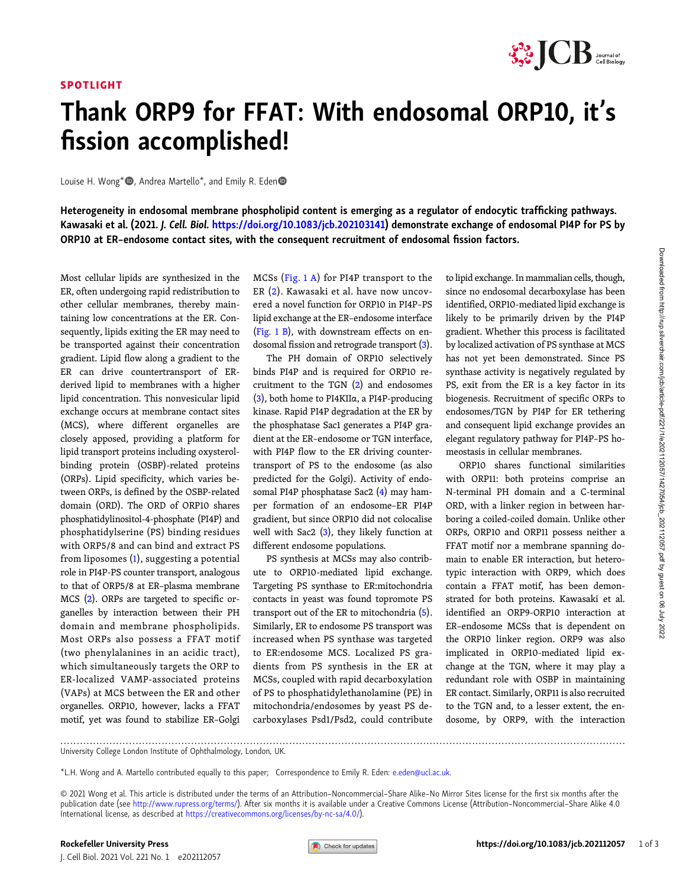SPOTLIGHT

# Thank ORP9 for FFAT: With endosomal ORP10, it's fission accomplished!

Louise H. Wong*, Andrea Martello*, and Emily R. Eden

**Heterogeneity in endosomal membrane phospholipid content is emerging as a regulator of endocytic trafficking pathways. Kawasaki et al. (2021. *J. Cell. Biol.* https://doi.org/10.1083/jcb.202103141) demonstrate exchange of endosomal PI4P for PS by ORP10 at ER–endosome contact sites, with the consequent recruitment of endosomal fission factors.**

Most cellular lipids are synthesized in the ER, often undergoing rapid redistribution to other cellular membranes, thereby maintaining low concentrations at the ER. Consequently, lipids exiting the ER may need to be transported against their concentration gradient. Lipid flow along a gradient to the ER can drive countertransport of ER-derived lipid to membranes with a higher lipid concentration. This nonvesicular lipid exchange occurs at membrane contact sites (MCS), where different organelles are closely apposed, providing a platform for lipid transport proteins including oxysterol-binding protein (OSBP)-related proteins (ORPs). Lipid specificity, which varies between ORPs, is defined by the OSBP-related domain (ORD). The ORD of ORP10 shares phosphatidylinositol-4-phosphate (PI4P) and phosphatidylserine (PS) binding residues with ORP5/8 and can bind and extract PS from liposomes (1), suggesting a potential role in PI4P-PS counter transport, analogous to that of ORP5/8 at ER–plasma membrane MCS (2). ORPs are targeted to specific organelles by interaction between their PH domain and membrane phospholipids. Most ORPs also possess a FFAT motif (two phenylalanines in an acidic tract), which simultaneously targets the ORP to ER-localized VAMP-associated proteins (VAPs) at MCS between the ER and other organelles. ORP10, however, lacks a FFAT motif, yet was found to stabilize ER–Golgi MCSs (Fig. 1 A) for PI4P transport to the ER (2). Kawasaki et al. have now uncovered a novel function for ORP10 in PI4P–PS lipid exchange at the ER–endosome interface (Fig. 1 B), with downstream effects on endosomal fission and retrograde transport (3).

The PH domain of ORP10 selectively binds PI4P and is required for ORP10 recruitment to the TGN (2) and endosomes (3), both home to PI4KIIα, a PI4P-producing kinase. Rapid PI4P degradation at the ER by the phosphatase Sac1 generates a PI4P gradient at the ER–endosome or TGN interface, with PI4P flow to the ER driving countertransport of PS to the endosome (as also predicted for the Golgi). Activity of endosomal PI4P phosphatase Sac2 (4) may hamper formation of an endosome–ER PI4P gradient, but since ORP10 did not colocalise well with Sac2 (3), they likely function at different endosome populations.

PS synthesis at MCSs may also contribute to ORP10-mediated lipid exchange. Targeting PS synthase to ER:mitochondria contacts in yeast was found to promote PS transport out of the ER to mitochondria (5). Similarly, ER to endosome PS transport was increased when PS synthase was targeted to ER:endosome MCS. Localized PS gradients from PS synthesis in the ER at MCSs, coupled with rapid decarboxylation of PS to phosphatidylethanolamine (PE) in mitochondria/endosomes by yeast PS decarboxylases Psd1/Psd2, could contribute to lipid exchange. In mammalian cells, though, since no endosomal decarboxylase has been identified, ORP10-mediated lipid exchange is likely to be primarily driven by the PI4P gradient. Whether this process is facilitated by localized activation of PS synthase at MCS has not yet been demonstrated. Since PS synthase activity is negatively regulated by PS, exit from the ER is a key factor in its biogenesis. Recruitment of specific ORPs to endosomes/TGN by PI4P for ER tethering and consequent lipid exchange provides an elegant regulatory pathway for PI4P–PS homeostasis in cellular membranes.

ORP10 shares functional similarities with ORP11: both proteins comprise an N-terminal PH domain and a C-terminal ORD, with a linker region in between harboring a coiled-coiled domain. Unlike other ORPs, ORP10 and ORP11 possess neither a FFAT motif nor a membrane spanning domain to enable ER interaction, but heterotypic interaction with ORP9, which does contain a FFAT motif, has been demonstrated for both proteins. Kawasaki et al. identified an ORP9-ORP10 interaction at ER–endosome MCSs that is dependent on the ORP10 linker region. ORP9 was also implicated in ORP10-mediated lipid exchange at the TGN, where it may play a redundant role with OSBP in maintaining ER contact. Similarly, ORP11 is also recruited to the TGN and, to a lesser extent, the endosome, by ORP9, with the interaction

University College London Institute of Ophthalmology, London, UK.

*L.H. Wong and A. Martello contributed equally to this paper; Correspondence to Emily R. Eden: e.eden@ucl.ac.uk.

© 2021 Wong et al. This article is distributed under the terms of an Attribution–Noncommercial–Share Alike–No Mirror Sites license for the first six months after the publication date (see http://www.rupress.org/terms/). After six months it is available under a Creative Commons License (Attribution–Noncommercial–Share Alike 4.0 International license, as described at https://creativecommons.org/licenses/by-nc-sa/4.0/).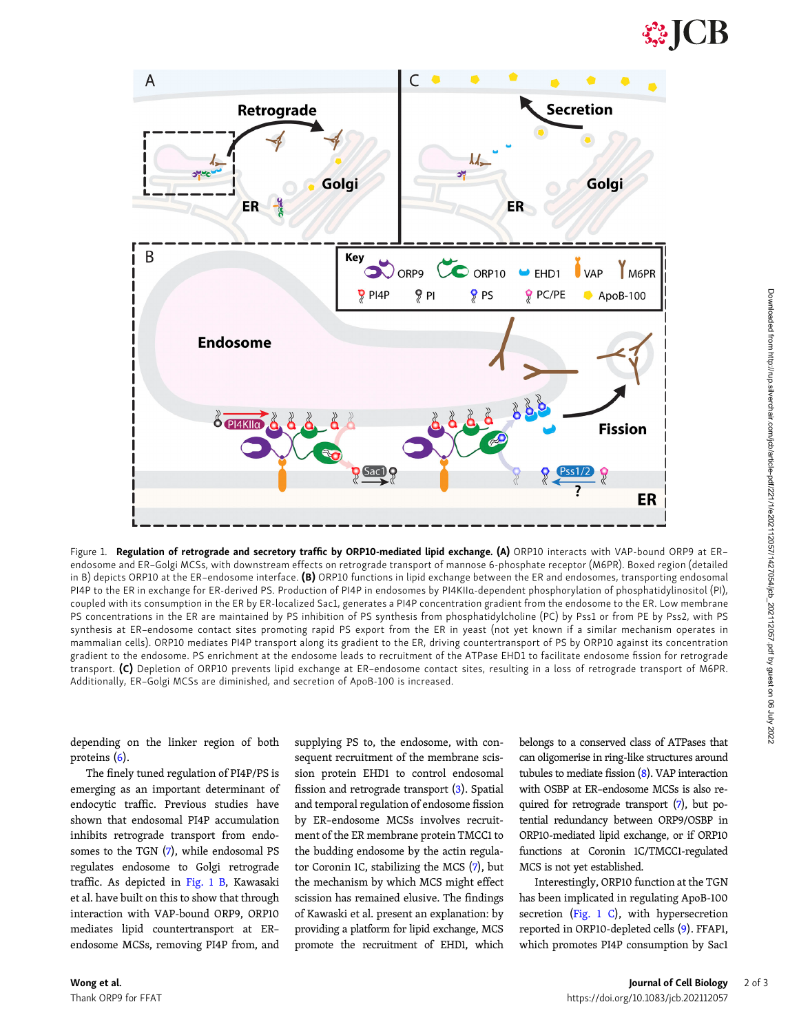Figure 1. **Regulation of retrograde and secretory traffic by ORP10-mediated lipid exchange. (A)** ORP10 interacts with VAP-bound ORP9 at ER–endosome and ER–Golgi MCSs, with downstream effects on retrograde transport of mannose 6-phosphate receptor (M6PR). Boxed region (detailed in B) depicts ORP10 at the ER–endosome interface. **(B)** ORP10 functions in lipid exchange between the ER and endosomes, transporting endosomal PI4P to the ER in exchange for ER-derived PS. Production of PI4P in endosomes by PI4KIIα-dependent phosphorylation of phosphatidylinositol (PI), coupled with its consumption in the ER by ER-localized Sac1, generates a PI4P concentration gradient from the endosome to the ER. Low membrane PS concentrations in the ER are maintained by PS inhibition of PS synthesis from phosphatidylcholine (PC) by Pss1 or from PE by Pss2, with PS synthesis at ER–endosome contact sites promoting rapid PS export from the ER in yeast (not yet known if a similar mechanism operates in mammalian cells). ORP10 mediates PI4P transport along its gradient to the ER, driving countertransport of PS by ORP10 against its concentration gradient to the endosome. PS enrichment at the endosome leads to recruitment of the ATPase EHD1 to facilitate endosome fission for retrograde transport. **(C)** Depletion of ORP10 prevents lipid exchange at ER–endosome contact sites, resulting in a loss of retrograde transport of M6PR. Additionally, ER–Golgi MCSs are diminished, and secretion of ApoB-100 is increased.

depending on the linker region of both proteins (6).

The finely tuned regulation of PI4P/PS is emerging as an important determinant of endocytic traffic. Previous studies have shown that endosomal PI4P accumulation inhibits retrograde transport from endosomes to the TGN (7), while endosomal PS regulates endosome to Golgi retrograde traffic. As depicted in Fig. 1 B, Kawasaki et al. have built on this to show that through interaction with VAP-bound ORP9, ORP10 mediates lipid countertransport at ER–endosome MCSs, removing PI4P from, and supplying PS to, the endosome, with consequent recruitment of the membrane scission protein EHD1 to control endosomal fission and retrograde transport (3). Spatial and temporal regulation of endosome fission by ER–endosome MCSs involves recruitment of the ER membrane protein TMCC1 to the budding endosome by the actin regulator Coronin 1C, stabilizing the MCS (7), but the mechanism by which MCS might effect scission has remained elusive. The findings of Kawasaki et al. present an explanation: by providing a platform for lipid exchange, MCS promote the recruitment of EHD1, which belongs to a conserved class of ATPases that can oligomerise in ring-like structures around tubules to mediate fission (8). VAP interaction with OSBP at ER–endosome MCSs is also required for retrograde transport (7), but potential redundancy between ORP9/OSBP in ORP10-mediated lipid exchange, or if ORP10 functions at Coronin 1C/TMCC1-regulated MCS is not yet established.

Interestingly, ORP10 function at the TGN has been implicated in regulating ApoB-100 secretion (Fig. 1 C), with hypersecretion reported in ORP10-depleted cells (9). FFAP1, which promotes PI4P consumption by Sac1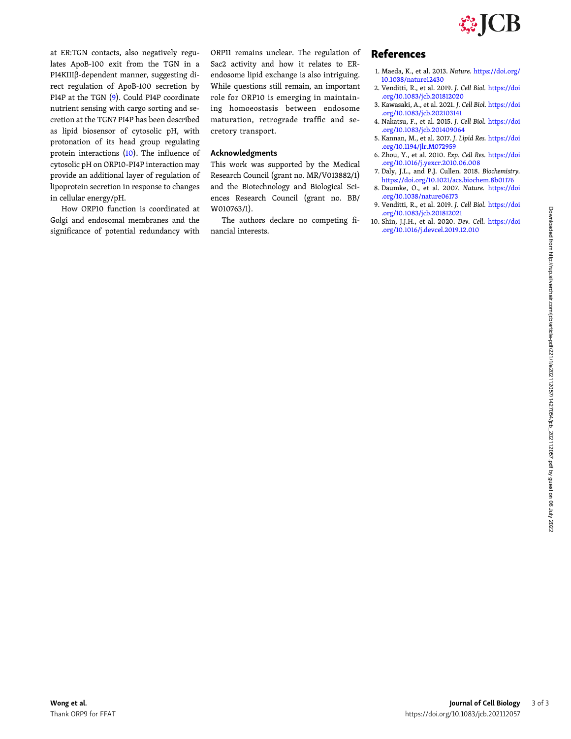at ER:TGN contacts, also negatively regulates ApoB-100 exit from the TGN in a PI4KIIIβ-dependent manner, suggesting direct regulation of ApoB-100 secretion by PI4P at the TGN (9). Could PI4P coordinate nutrient sensing with cargo sorting and secretion at the TGN? PI4P has been described as lipid biosensor of cytosolic pH, with protonation of its head group regulating protein interactions (10). The influence of cytosolic pH on ORP10-PI4P interaction may provide an additional layer of regulation of lipoprotein secretion in response to changes in cellular energy/pH.

How ORP10 function is coordinated at Golgi and endosomal membranes and the significance of potential redundancy with ORP11 remains unclear. The regulation of Sac2 activity and how it relates to ER-endosome lipid exchange is also intriguing. While questions still remain, an important role for ORP10 is emerging in maintaining homoeostasis between endosome maturation, retrograde traffic and secretory transport.

### Acknowledgments

This work was supported by the Medical Research Council (grant no. MR/V013882/1) and the Biotechnology and Biological Sciences Research Council (grant no. BB/W010763/1).

The authors declare no competing financial interests.

## References

1. Maeda, K., et al. 2013. *Nature*. https://doi.org/10.1038/nature12430
2. Venditti, R., et al. 2019. *J. Cell Biol.* https://doi.org/10.1083/jcb.201812020
3. Kawasaki, A., et al. 2021. *J. Cell Biol.* https://doi.org/10.1083/jcb.202103141
4. Nakatsu, F., et al. 2015. *J. Cell Biol.* https://doi.org/10.1083/jcb.201409064
5. Kannan, M., et al. 2017. *J. Lipid Res.* https://doi.org/10.1194/jlr.M072959
6. Zhou, Y., et al. 2010. *Exp. Cell Res.* https://doi.org/10.1016/j.yexcr.2010.06.008
7. Daly, J.L., and P.J. Cullen. 2018. *Biochemistry*. https://doi.org/10.1021/acs.biochem.8b01176
8. Daumke, O., et al. 2007. *Nature*. https://doi.org/10.1038/nature06173
9. Venditti, R., et al. 2019. *J. Cell Biol.* https://doi.org/10.1083/jcb.201812021
10. Shin, J.J.H., et al. 2020. *Dev. Cell*. https://doi.org/10.1016/j.devcel.2019.12.010